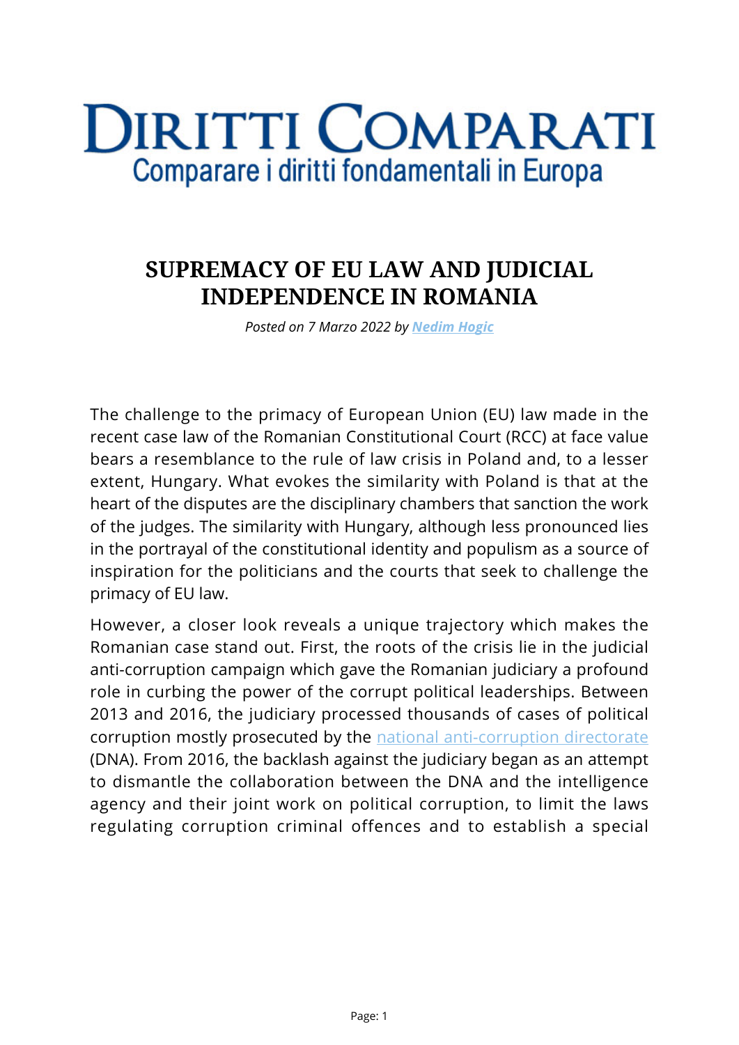# DIRITTI COMPARATI

Comparare i diritti fondamentali in Europa

## SUPREMACY OF EU LAW AND JUDICIAL INDEPENDENCE IN ROMANIA

*Posted on 7 Marzo 2022 by* ***[Nedim Hogic]***

The challenge to the primacy of European Union (EU) law made in the recent case law of the Romanian Constitutional Court (RCC) at face value bears a resemblance to the rule of law crisis in Poland and, to a lesser extent, Hungary. What evokes the similarity with Poland is that at the heart of the disputes are the disciplinary chambers that sanction the work of the judges. The similarity with Hungary, although less pronounced lies in the portrayal of the constitutional identity and populism as a source of inspiration for the politicians and the courts that seek to challenge the primacy of EU law.

However, a closer look reveals a unique trajectory which makes the Romanian case stand out. First, the roots of the crisis lie in the judicial anti-corruption campaign which gave the Romanian judiciary a profound role in curbing the power of the corrupt political leaderships. Between 2013 and 2016, the judiciary processed thousands of cases of political corruption mostly prosecuted by the national anti-corruption directorate (DNA). From 2016, the backlash against the judiciary began as an attempt to dismantle the collaboration between the DNA and the intelligence agency and their joint work on political corruption, to limit the laws regulating corruption criminal offences and to establish a special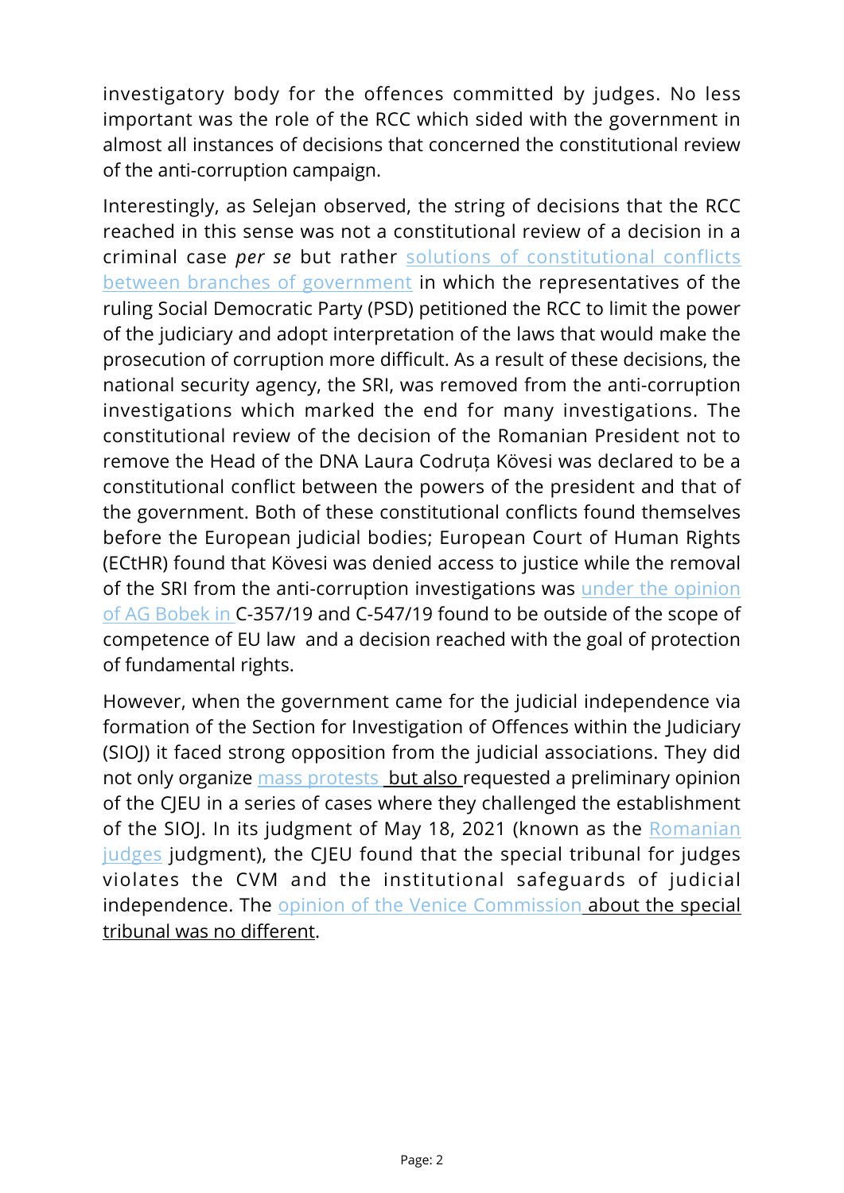investigatory body for the offences committed by judges. No less important was the role of the RCC which sided with the government in almost all instances of decisions that concerned the constitutional review of the anti-corruption campaign.

Interestingly, as Selejan observed, the string of decisions that the RCC reached in this sense was not a constitutional review of a decision in a criminal case *per se* but rather solutions of constitutional conflicts between branches of government in which the representatives of the ruling Social Democratic Party (PSD) petitioned the RCC to limit the power of the judiciary and adopt interpretation of the laws that would make the prosecution of corruption more difficult. As a result of these decisions, the national security agency, the SRI, was removed from the anti-corruption investigations which marked the end for many investigations. The constitutional review of the decision of the Romanian President not to remove the Head of the DNA Laura Codruța Kövesi was declared to be a constitutional conflict between the powers of the president and that of the government. Both of these constitutional conflicts found themselves before the European judicial bodies; European Court of Human Rights (ECtHR) found that Kövesi was denied access to justice while the removal of the SRI from the anti-corruption investigations was under the opinion of AG Bobek in C-357/19 and C-547/19 found to be outside of the scope of competence of EU law and a decision reached with the goal of protection of fundamental rights.

However, when the government came for the judicial independence via formation of the Section for Investigation of Offences within the Judiciary (SIOJ) it faced strong opposition from the judicial associations. They did not only organize mass protests but also requested a preliminary opinion of the CJEU in a series of cases where they challenged the establishment of the SIOJ. In its judgment of May 18, 2021 (known as the Romanian judges judgment), the CJEU found that the special tribunal for judges violates the CVM and the institutional safeguards of judicial independence. The opinion of the Venice Commission about the special tribunal was no different.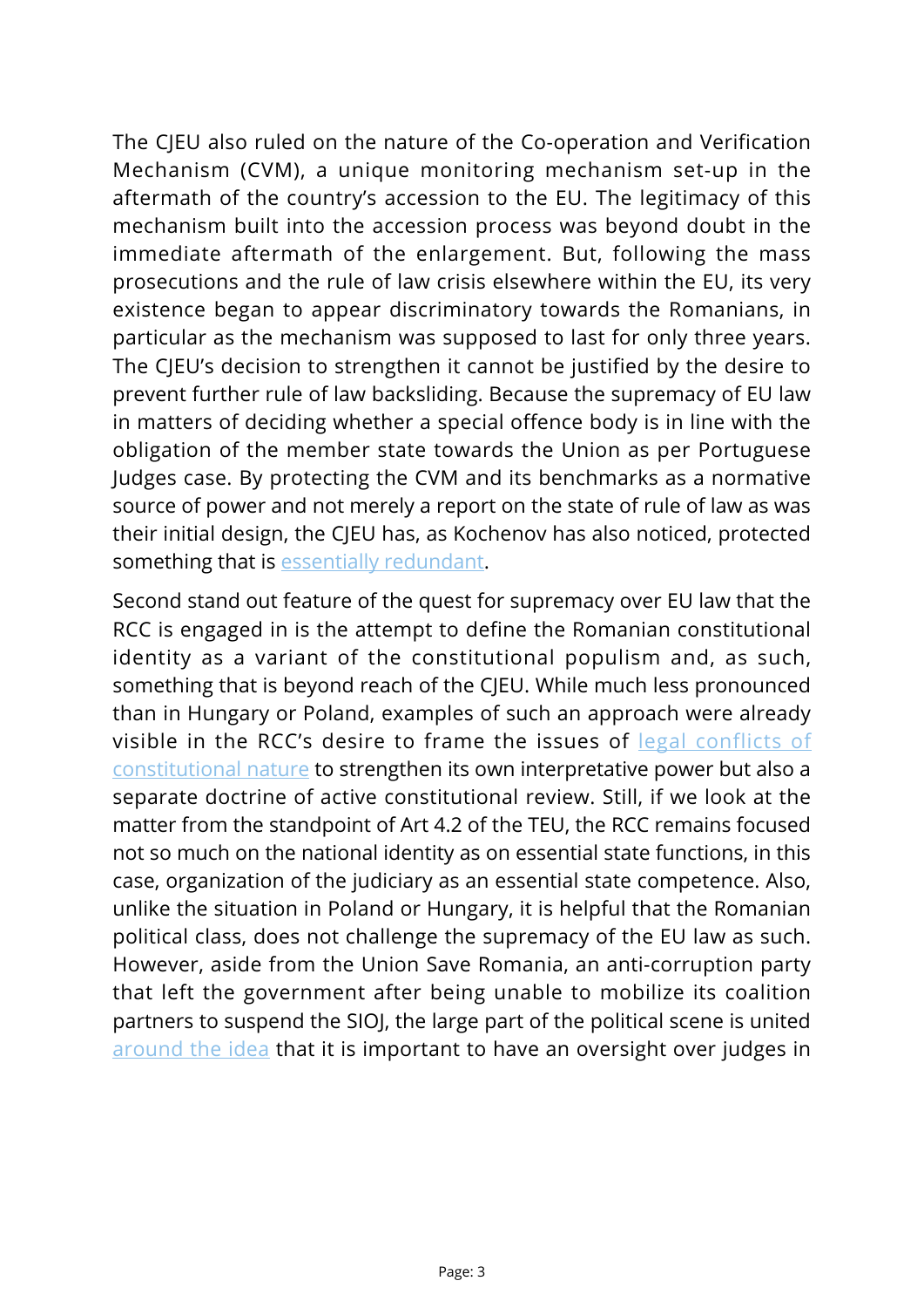The CJEU also ruled on the nature of the Co-operation and Verification Mechanism (CVM), a unique monitoring mechanism set-up in the aftermath of the country's accession to the EU. The legitimacy of this mechanism built into the accession process was beyond doubt in the immediate aftermath of the enlargement. But, following the mass prosecutions and the rule of law crisis elsewhere within the EU, its very existence began to appear discriminatory towards the Romanians, in particular as the mechanism was supposed to last for only three years. The CJEU's decision to strengthen it cannot be justified by the desire to prevent further rule of law backsliding. Because the supremacy of EU law in matters of deciding whether a special offence body is in line with the obligation of the member state towards the Union as per Portuguese Judges case. By protecting the CVM and its benchmarks as a normative source of power and not merely a report on the state of rule of law as was their initial design, the CJEU has, as Kochenov has also noticed, protected something that is essentially redundant.

Second stand out feature of the quest for supremacy over EU law that the RCC is engaged in is the attempt to define the Romanian constitutional identity as a variant of the constitutional populism and, as such, something that is beyond reach of the CJEU. While much less pronounced than in Hungary or Poland, examples of such an approach were already visible in the RCC's desire to frame the issues of legal conflicts of constitutional nature to strengthen its own interpretative power but also a separate doctrine of active constitutional review. Still, if we look at the matter from the standpoint of Art 4.2 of the TEU, the RCC remains focused not so much on the national identity as on essential state functions, in this case, organization of the judiciary as an essential state competence. Also, unlike the situation in Poland or Hungary, it is helpful that the Romanian political class, does not challenge the supremacy of the EU law as such. However, aside from the Union Save Romania, an anti-corruption party that left the government after being unable to mobilize its coalition partners to suspend the SIOJ, the large part of the political scene is united around the idea that it is important to have an oversight over judges in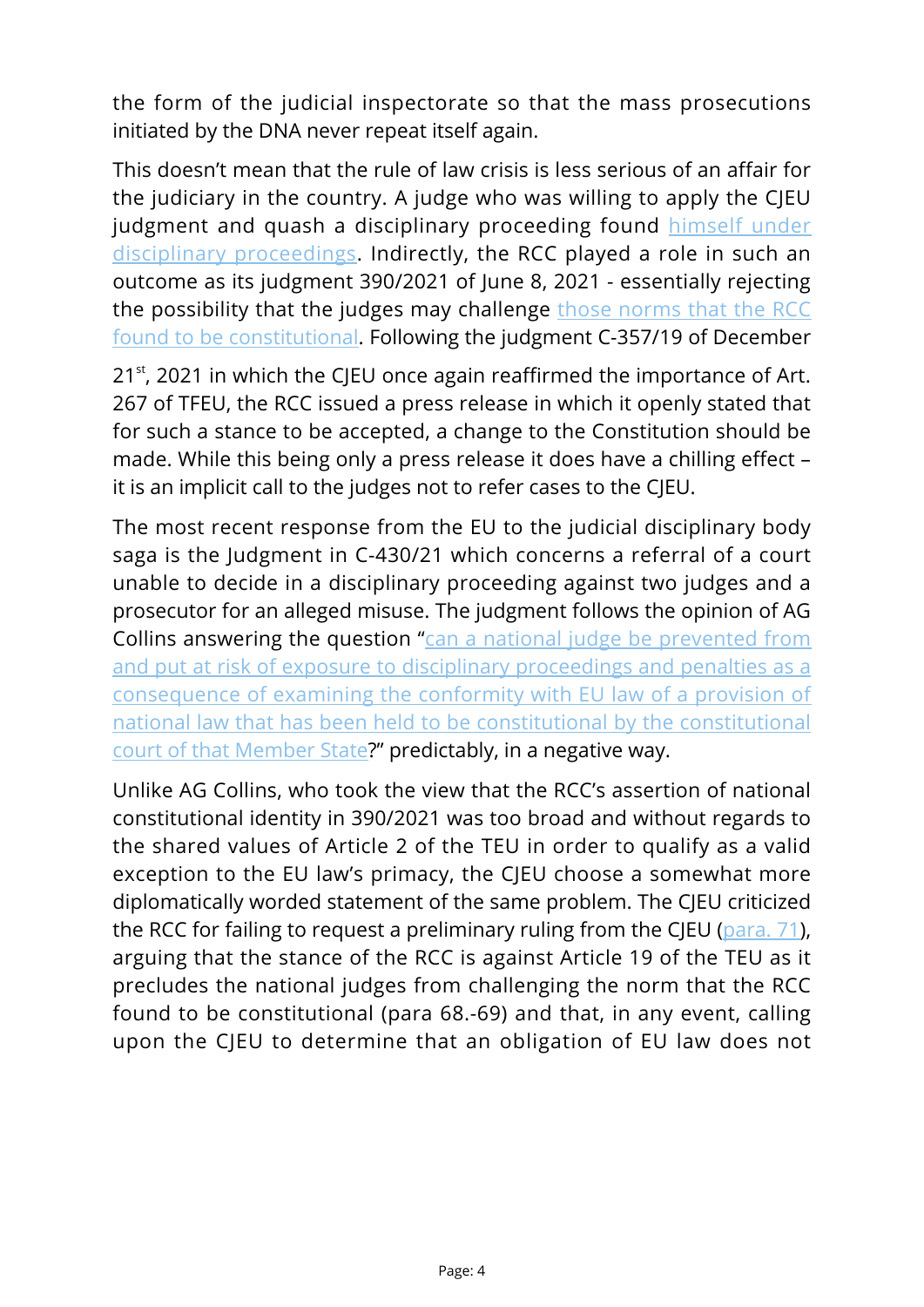the form of the judicial inspectorate so that the mass prosecutions initiated by the DNA never repeat itself again.

This doesn't mean that the rule of law crisis is less serious of an affair for the judiciary in the country. A judge who was willing to apply the CJEU judgment and quash a disciplinary proceeding found himself under disciplinary proceedings. Indirectly, the RCC played a role in such an outcome as its judgment 390/2021 of June 8, 2021 - essentially rejecting the possibility that the judges may challenge those norms that the RCC found to be constitutional. Following the judgment C-357/19 of December 21[st], 2021 in which the CJEU once again reaffirmed the importance of Art. 267 of TFEU, the RCC issued a press release in which it openly stated that for such a stance to be accepted, a change to the Constitution should be made. While this being only a press release it does have a chilling effect – it is an implicit call to the judges not to refer cases to the CJEU.

The most recent response from the EU to the judicial disciplinary body saga is the Judgment in C-430/21 which concerns a referral of a court unable to decide in a disciplinary proceeding against two judges and a prosecutor for an alleged misuse. The judgment follows the opinion of AG Collins answering the question "can a national judge be prevented from and put at risk of exposure to disciplinary proceedings and penalties as a consequence of examining the conformity with EU law of a provision of national law that has been held to be constitutional by the constitutional court of that Member State?" predictably, in a negative way.

Unlike AG Collins, who took the view that the RCC's assertion of national constitutional identity in 390/2021 was too broad and without regards to the shared values of Article 2 of the TEU in order to qualify as a valid exception to the EU law's primacy, the CJEU choose a somewhat more diplomatically worded statement of the same problem. The CJEU criticized the RCC for failing to request a preliminary ruling from the CJEU (para. 71), arguing that the stance of the RCC is against Article 19 of the TEU as it precludes the national judges from challenging the norm that the RCC found to be constitutional (para 68.-69) and that, in any event, calling upon the CJEU to determine that an obligation of EU law does not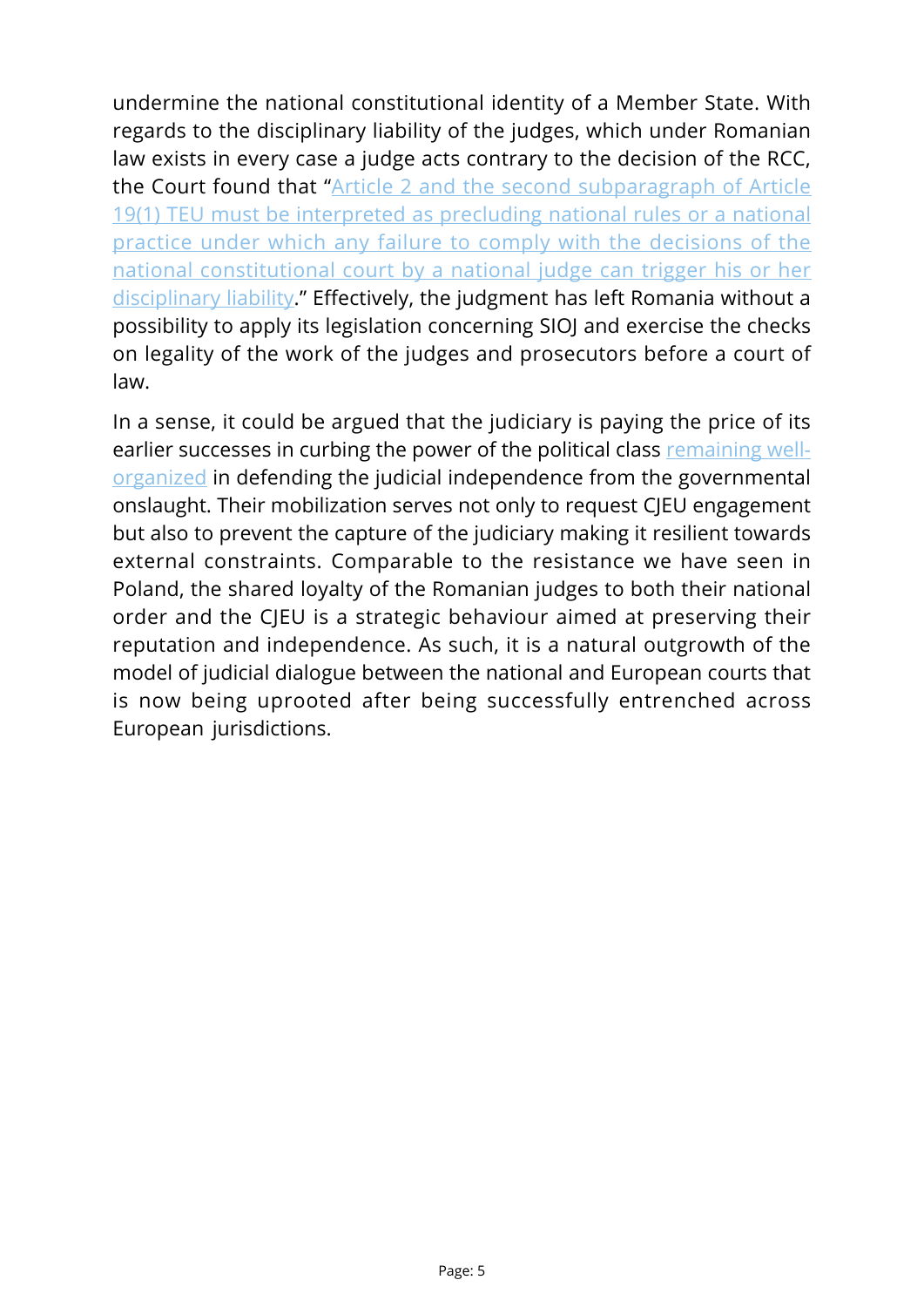undermine the national constitutional identity of a Member State. With regards to the disciplinary liability of the judges, which under Romanian law exists in every case a judge acts contrary to the decision of the RCC, the Court found that "Article 2 and the second subparagraph of Article 19(1) TEU must be interpreted as precluding national rules or a national practice under which any failure to comply with the decisions of the national constitutional court by a national judge can trigger his or her disciplinary liability." Effectively, the judgment has left Romania without a possibility to apply its legislation concerning SIOJ and exercise the checks on legality of the work of the judges and prosecutors before a court of law.

In a sense, it could be argued that the judiciary is paying the price of its earlier successes in curbing the power of the political class remaining well-organized in defending the judicial independence from the governmental onslaught. Their mobilization serves not only to request CJEU engagement but also to prevent the capture of the judiciary making it resilient towards external constraints. Comparable to the resistance we have seen in Poland, the shared loyalty of the Romanian judges to both their national order and the CJEU is a strategic behaviour aimed at preserving their reputation and independence. As such, it is a natural outgrowth of the model of judicial dialogue between the national and European courts that is now being uprooted after being successfully entrenched across European jurisdictions.